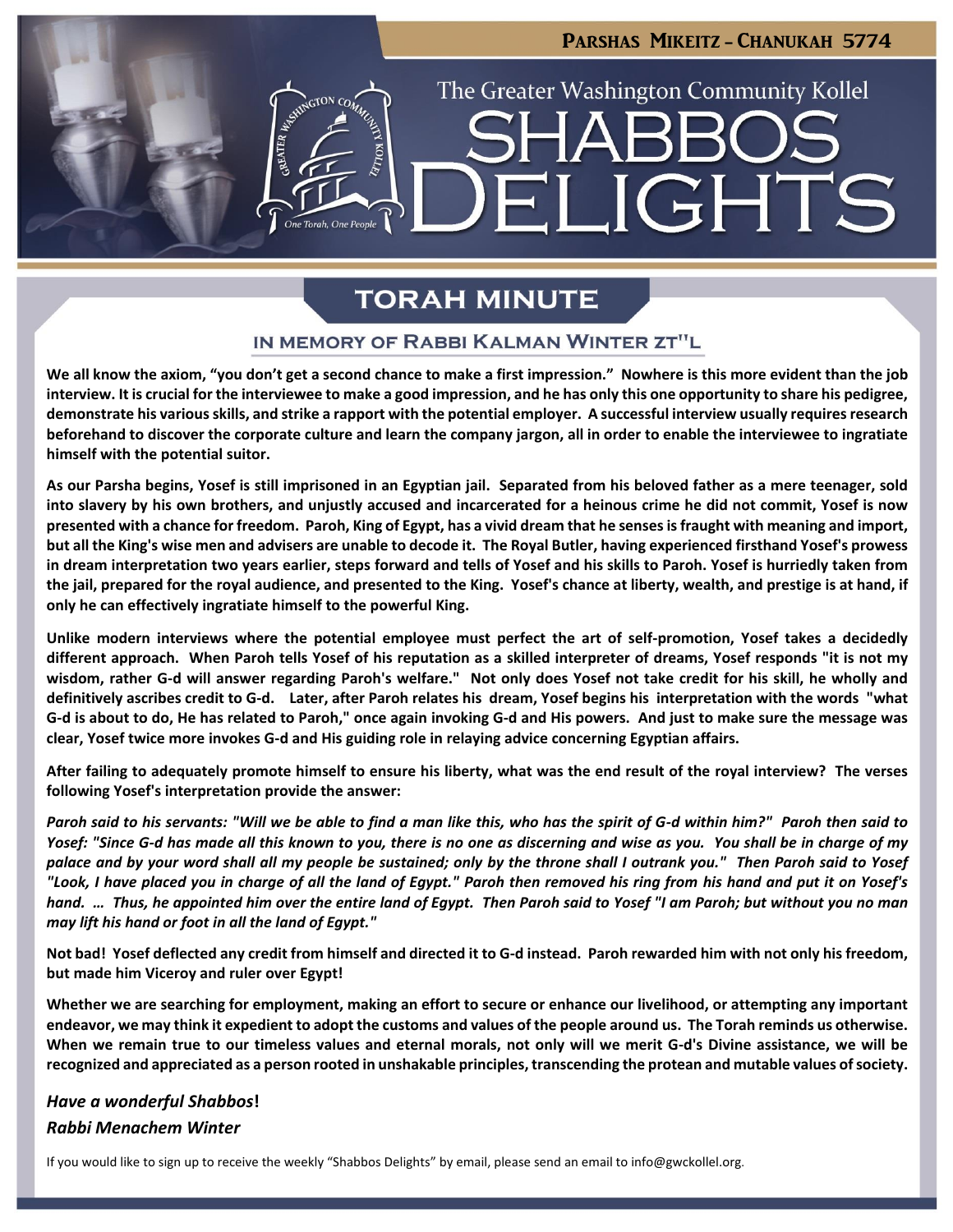# Parshas Mikeitz - Chanukah 5774

The Greater Washington Community Kollel

# Shabbos Delights

## Torah Minute

### In Memory of Rabbi Kalman Winter zt"l

**We all know the axiom, "you don't get a second chance to make a first impression." Nowhere is this more evident than the job interview. It is crucial for the interviewee to make a good impression, and he has only this one opportunity to share his pedigree, demonstrate his various skills, and strike a rapport with the potential employer. A successful interview usually requires research beforehand to discover the corporate culture and learn the company jargon, all in order to enable the interviewee to ingratiate himself with the potential suitor.**

**As our Parsha begins, Yosef is still imprisoned in an Egyptian jail. Separated from his beloved father as a mere teenager, sold into slavery by his own brothers, and unjustly accused and incarcerated for a heinous crime he did not commit, Yosef is now presented with a chance for freedom. Paroh, King of Egypt, has a vivid dream that he senses is fraught with meaning and import, but all the King's wise men and advisers are unable to decode it. The Royal Butler, having experienced firsthand Yosef's prowess in dream interpretation two years earlier, steps forward and tells of Yosef and his skills to Paroh. Yosef is hurriedly taken from the jail, prepared for the royal audience, and presented to the King. Yosef's chance at liberty, wealth, and prestige is at hand, if only he can effectively ingratiate himself to the powerful King.**

**Unlike modern interviews where the potential employee must perfect the art of self-promotion, Yosef takes a decidedly different approach. When Paroh tells Yosef of his reputation as a skilled interpreter of dreams, Yosef responds "it is not my wisdom, rather G-d will answer regarding Paroh's welfare." Not only does Yosef not take credit for his skill, he wholly and definitively ascribes credit to G-d. Later, after Paroh relates his dream, Yosef begins his interpretation with the words "what G-d is about to do, He has related to Paroh," once again invoking G-d and His powers. And just to make sure the message was clear, Yosef twice more invokes G-d and His guiding role in relaying advice concerning Egyptian affairs.**

**After failing to adequately promote himself to ensure his liberty, what was the end result of the royal interview? The verses following Yosef's interpretation provide the answer:**

***Paroh said to his servants: "Will we be able to find a man like this, who has the spirit of G-d within him?" Paroh then said to Yosef: "Since G-d has made all this known to you, there is no one as discerning and wise as you. You shall be in charge of my palace and by your word shall all my people be sustained; only by the throne shall I outrank you." Then Paroh said to Yosef "Look, I have placed you in charge of all the land of Egypt." Paroh then removed his ring from his hand and put it on Yosef's hand. … Thus, he appointed him over the entire land of Egypt. Then Paroh said to Yosef "I am Paroh; but without you no man may lift his hand or foot in all the land of Egypt."***

**Not bad! Yosef deflected any credit from himself and directed it to G-d instead. Paroh rewarded him with not only his freedom, but made him Viceroy and ruler over Egypt!**

**Whether we are searching for employment, making an effort to secure or enhance our livelihood, or attempting any important endeavor, we may think it expedient to adopt the customs and values of the people around us. The Torah reminds us otherwise. When we remain true to our timeless values and eternal morals, not only will we merit G-d's Divine assistance, we will be recognized and appreciated as a person rooted in unshakable principles, transcending the protean and mutable values of society.**

***Have a wonderful Shabbos!***

***Rabbi Menachem Winter***

If you would like to sign up to receive the weekly "Shabbos Delights" by email, please send an email to info@gwckollel.org.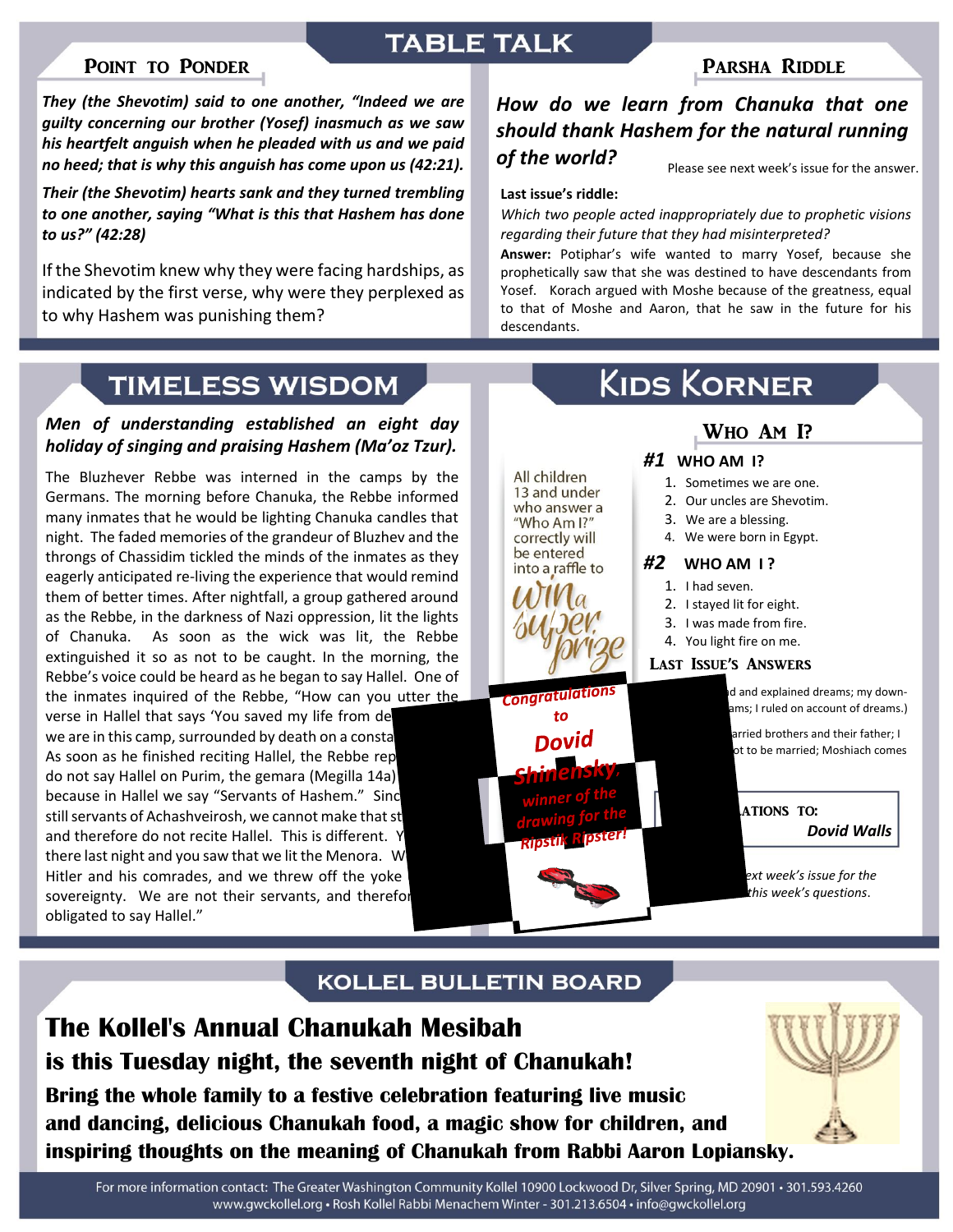# TABLE TALK

## Point to Ponder

***They (the Shevotim) said to one another, "Indeed we are guilty concerning our brother (Yosef) inasmuch as we saw his heartfelt anguish when he pleaded with us and we paid no heed; that is why this anguish has come upon us (42:21).***

***Their (the Shevotim) hearts sank and they turned trembling to one another, saying "What is this that Hashem has done to us?" (42:28)***

If the Shevotim knew why they were facing hardships, as indicated by the first verse, why were they perplexed as to why Hashem was punishing them?

## Parsha Riddle

***How do we learn from Chanuka that one should thank Hashem for the natural running of the world?***

Please see next week's issue for the answer.

**Last issue's riddle:**

*Which two people acted inappropriately due to prophetic visions regarding their future that they had misinterpreted?*

**Answer:** Potiphar's wife wanted to marry Yosef, because she prophetically saw that she was destined to have descendants from Yosef. Korach argued with Moshe because of the greatness, equal to that of Moshe and Aaron, that he saw in the future for his descendants.

# TIMELESS WISDOM

***Men of understanding established an eight day holiday of singing and praising Hashem (Ma'oz Tzur).***

The Bluzhever Rebbe was interned in the camps by the Germans. The morning before Chanuka, the Rebbe informed many inmates that he would be lighting Chanuka candles that night. The faded memories of the grandeur of Bluzhev and the throngs of Chassidim tickled the minds of the inmates as they eagerly anticipated re-living the experience that would remind them of better times. After nightfall, a group gathered around as the Rebbe, in the darkness of Nazi oppression, lit the lights of Chanuka. As soon as the wick was lit, the Rebbe extinguished it so as not to be caught. In the morning, the Rebbe's voice could be heard as he began to say Hallel. One of the inmates inquired of the Rebbe, "How can you utter the verse in Hallel that says 'You saved my life from de... we are in this camp, surrounded by death on a consta... As soon as he finished reciting Hallel, the Rebbe rep... do not say Hallel on Purim, the gemara (Megilla 14a)... because in Hallel we say "Servants of Hashem." Sinc... still servants of Achashveirosh, we cannot make that st... and therefore do not recite Hallel. This is different. Y... there last night and you saw that we lit the Menora. W... Hitler and his comrades, and we threw off the yoke... sovereignty. We are not their servants, and therefor... obligated to say Hallel."

# Kids Korner

All children 13 and under who answer a "Who Am I?" correctly will be entered into a raffle to win a super prize

## Who Am I?

**#1 WHO AM I?**

1. Sometimes we are one.
2. Our uncles are Shevotim.
3. We are a blessing.
4. We were born in Egypt.

**#2 WHO AM I?**

1. I had seven.
2. I stayed lit for eight.
3. I was made from fire.
4. You light fire on me.

## Last Issue's Answers

...d and explained dreams; my down-... ...ams; I ruled on account of dreams.)

...arried brothers and their father; I ...ot to be married; Moshiach comes

**...ATIONS TO:** *Dovid Walls*

*...ext week's issue for the ...this week's questions.*

*Congratulations to **Dovid Shinensky**, winner of the drawing for the Ripstik Ripster!*

# KOLLEL BULLETIN BOARD

**The Kollel's Annual Chanukah Mesibah is this Tuesday night, the seventh night of Chanukah!**

**Bring the whole family to a festive celebration featuring live music and dancing, delicious Chanukah food, a magic show for children, and inspiring thoughts on the meaning of Chanukah from Rabbi Aaron Lopiansky.**

For more information contact: The Greater Washington Community Kollel 10900 Lockwood Dr, Silver Spring, MD 20901 • 301.593.4260
www.gwckollel.org • Rosh Kollel Rabbi Menachem Winter - 301.213.6504 • info@gwckollel.org